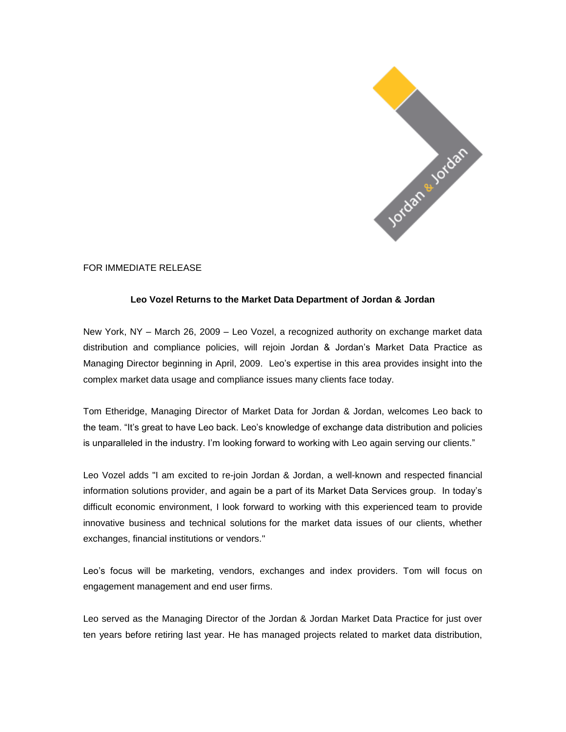FOR IMMEDIATE RELEASE

**Leo Vozel Returns to the Market Data Department of Jordan & Jordan**

New York, NY – March 26, 2009 – Leo Vozel, a recognized authority on exchange market data distribution and compliance policies, will rejoin Jordan & Jordan's Market Data Practice as Managing Director beginning in April, 2009. Leo's expertise in this area provides insight into the complex market data usage and compliance issues many clients face today.

Tom Etheridge, Managing Director of Market Data for Jordan & Jordan, welcomes Leo back to the team. "It's great to have Leo back. Leo's knowledge of exchange data distribution and policies is unparalleled in the industry. I'm looking forward to working with Leo again serving our clients."

Leo Vozel adds "I am excited to re-join Jordan & Jordan, a well-known and respected financial information solutions provider, and again be a part of its Market Data Services group. In today's difficult economic environment, I look forward to working with this experienced team to provide innovative business and technical solutions for the market data issues of our clients, whether exchanges, financial institutions or vendors."

Leo's focus will be marketing, vendors, exchanges and index providers. Tom will focus on engagement management and end user firms.

Leo served as the Managing Director of the Jordan & Jordan Market Data Practice for just over ten years before retiring last year. He has managed projects related to market data distribution,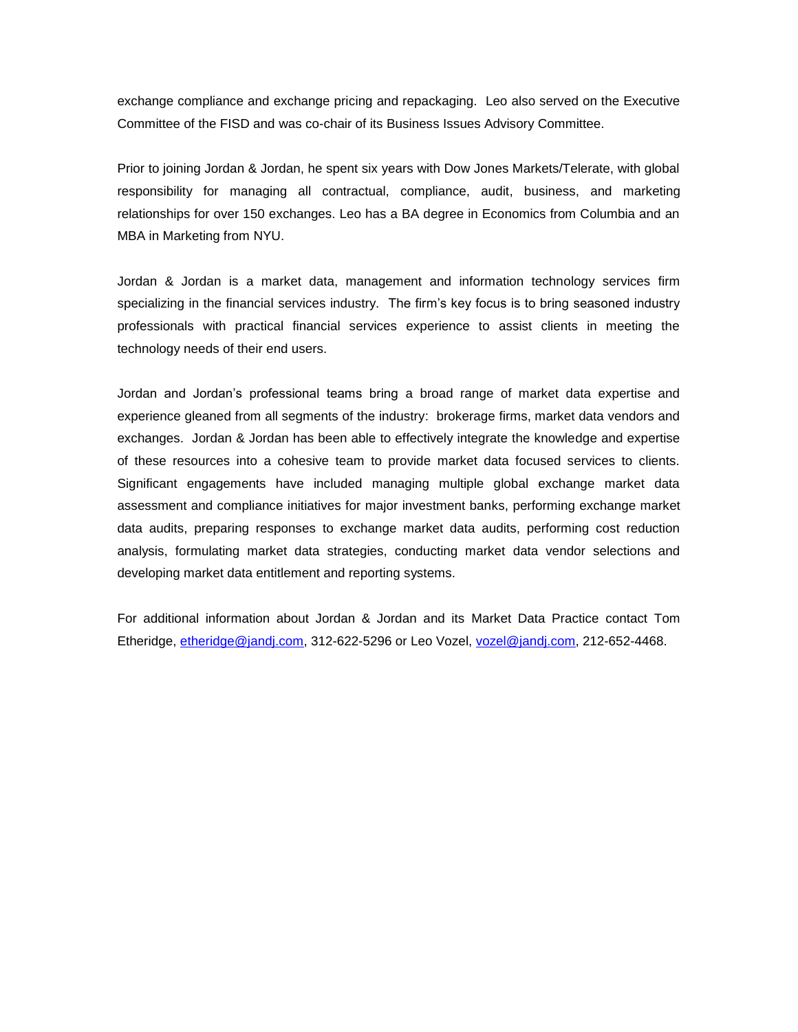exchange compliance and exchange pricing and repackaging. Leo also served on the Executive Committee of the FISD and was co-chair of its Business Issues Advisory Committee.

Prior to joining Jordan & Jordan, he spent six years with Dow Jones Markets/Telerate, with global responsibility for managing all contractual, compliance, audit, business, and marketing relationships for over 150 exchanges. Leo has a BA degree in Economics from Columbia and an MBA in Marketing from NYU.

Jordan & Jordan is a market data, management and information technology services firm specializing in the financial services industry. The firm's key focus is to bring seasoned industry professionals with practical financial services experience to assist clients in meeting the technology needs of their end users.

Jordan and Jordan's professional teams bring a broad range of market data expertise and experience gleaned from all segments of the industry: brokerage firms, market data vendors and exchanges. Jordan & Jordan has been able to effectively integrate the knowledge and expertise of these resources into a cohesive team to provide market data focused services to clients. Significant engagements have included managing multiple global exchange market data assessment and compliance initiatives for major investment banks, performing exchange market data audits, preparing responses to exchange market data audits, performing cost reduction analysis, formulating market data strategies, conducting market data vendor selections and developing market data entitlement and reporting systems.

For additional information about Jordan & Jordan and its Market Data Practice contact Tom Etheridge, etheridge@jandj.com, 312-622-5296 or Leo Vozel, vozel@jandj.com, 212-652-4468.